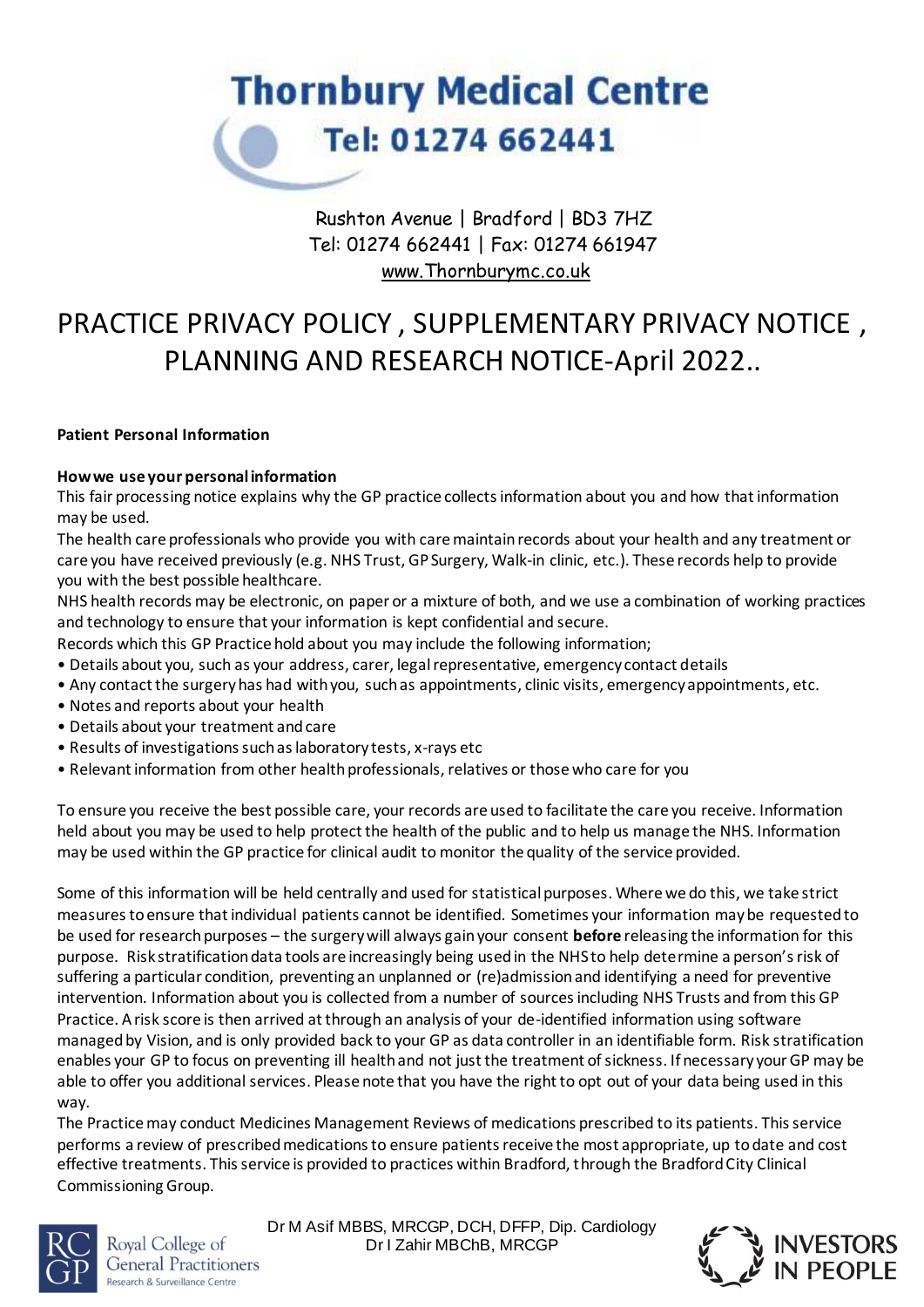# Thornbury Medical Centre

## Tel: 01274 662441

Rushton Avenue | Bradford | BD3 7HZ
Tel: 01274 662441 | Fax: 01274 661947
www.Thornburymc.co.uk

# PRACTICE PRIVACY POLICY , SUPPLEMENTARY PRIVACY NOTICE , PLANNING AND RESEARCH NOTICE-April 2022..

**Patient Personal Information**

**How we use your personal information**

This fair processing notice explains why the GP practice collects information about you and how that information may be used.

The health care professionals who provide you with care maintain records about your health and any treatment or care you have received previously (e.g. NHS Trust, GP Surgery, Walk-in clinic, etc.). These records help to provide you with the best possible healthcare.

NHS health records may be electronic, on paper or a mixture of both, and we use a combination of working practices and technology to ensure that your information is kept confidential and secure.

Records which this GP Practice hold about you may include the following information;

- Details about you, such as your address, carer, legal representative, emergency contact details
- Any contact the surgery has had with you, such as appointments, clinic visits, emergency appointments, etc.
- Notes and reports about your health
- Details about your treatment and care
- Results of investigations such as laboratory tests, x-rays etc
- Relevant information from other health professionals, relatives or those who care for you

To ensure you receive the best possible care, your records are used to facilitate the care you receive. Information held about you may be used to help protect the health of the public and to help us manage the NHS. Information may be used within the GP practice for clinical audit to monitor the quality of the service provided.

Some of this information will be held centrally and used for statistical purposes. Where we do this, we take strict measures to ensure that individual patients cannot be identified. Sometimes your information may be requested to be used for research purposes – the surgery will always gain your consent **before** releasing the information for this purpose. Risk stratification data tools are increasingly being used in the NHS to help determine a person's risk of suffering a particular condition, preventing an unplanned or (re)admission and identifying a need for preventive intervention. Information about you is collected from a number of sources including NHS Trusts and from this GP Practice. A risk score is then arrived at through an analysis of your de-identified information using software managed by Vision, and is only provided back to your GP as data controller in an identifiable form. Risk stratification enables your GP to focus on preventing ill health and not just the treatment of sickness. If necessary your GP may be able to offer you additional services. Please note that you have the right to opt out of your data being used in this way.

The Practice may conduct Medicines Management Reviews of medications prescribed to its patients. This service performs a review of prescribed medications to ensure patients receive the most appropriate, up to date and cost effective treatments. This service is provided to practices within Bradford, through the Bradford City Clinical Commissioning Group.

Dr M Asif MBBS, MRCGP, DCH, DFFP, Dip. Cardiology
Dr I Zahir MBChB, MRCGP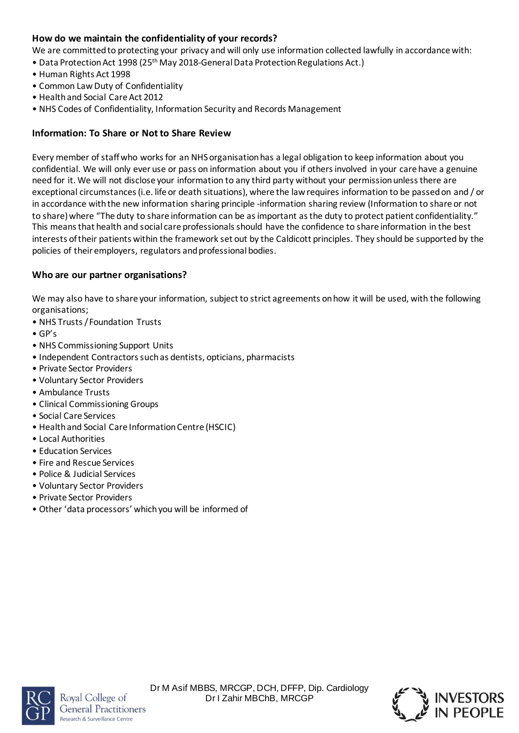### How do we maintain the confidentiality of your records?

We are committed to protecting your privacy and will only use information collected lawfully in accordance with:

- Data Protection Act 1998 (25th May 2018-General Data Protection Regulations Act.)
- Human Rights Act 1998
- Common Law Duty of Confidentiality
- Health and Social Care Act 2012
- NHS Codes of Confidentiality, Information Security and Records Management

### Information: To Share or Not to Share Review

Every member of staff who works for an NHS organisation has a legal obligation to keep information about you confidential. We will only ever use or pass on information about you if others involved in your care have a genuine need for it. We will not disclose your information to any third party without your permission unless there are exceptional circumstances (i.e. life or death situations), where the law requires information to be passed on and / or in accordance with the new information sharing principle -information sharing review (Information to share or not to share) where "The duty to share information can be as important as the duty to protect patient confidentiality." This means that health and social care professionals should have the confidence to share information in the best interests of their patients within the framework set out by the Caldicott principles. They should be supported by the policies of their employers, regulators and professional bodies.

### Who are our partner organisations?

We may also have to share your information, subject to strict agreements on how it will be used, with the following organisations;

- NHS Trusts / Foundation Trusts
- GP's
- NHS Commissioning Support Units
- Independent Contractors such as dentists, opticians, pharmacists
- Private Sector Providers
- Voluntary Sector Providers
- Ambulance Trusts
- Clinical Commissioning Groups
- Social Care Services
- Health and Social Care Information Centre (HSCIC)
- Local Authorities
- Education Services
- Fire and Rescue Services
- Police & Judicial Services
- Voluntary Sector Providers
- Private Sector Providers
- Other 'data processors' which you will be informed of

Dr M Asif MBBS, MRCGP, DCH, DFFP, Dip. Cardiology
Dr I Zahir MBChB, MRCGP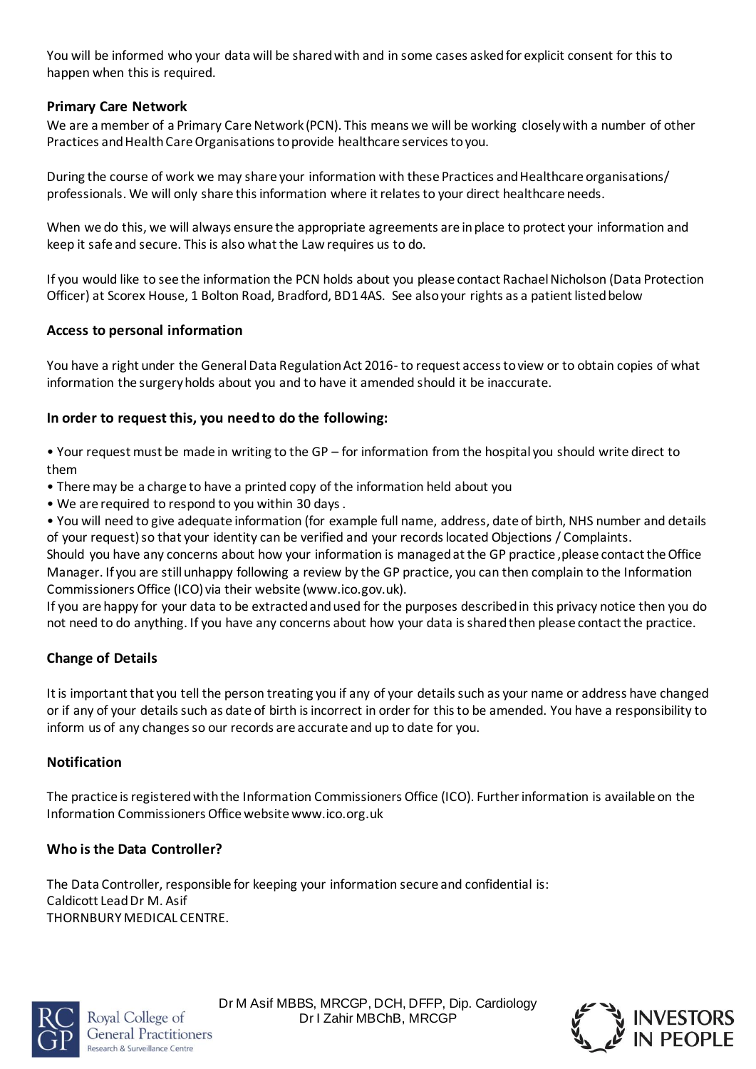You will be informed who your data will be shared with and in some cases asked for explicit consent for this to happen when this is required.

### Primary Care Network

We are a member of a Primary Care Network (PCN). This means we will be working closely with a number of other Practices and Health Care Organisations to provide healthcare services to you.

During the course of work we may share your information with these Practices and Healthcare organisations/ professionals. We will only share this information where it relates to your direct healthcare needs.

When we do this, we will always ensure the appropriate agreements are in place to protect your information and keep it safe and secure. This is also what the Law requires us to do.

If you would like to see the information the PCN holds about you please contact Rachael Nicholson (Data Protection Officer) at Scorex House, 1 Bolton Road, Bradford, BD1 4AS. See also your rights as a patient listed below

### Access to personal information

You have a right under the General Data Regulation Act 2016- to request access to view or to obtain copies of what information the surgery holds about you and to have it amended should it be inaccurate.

### In order to request this, you need to do the following:

- Your request must be made in writing to the GP – for information from the hospital you should write direct to them
- There may be a charge to have a printed copy of the information held about you
- We are required to respond to you within 30 days .
- You will need to give adequate information (for example full name, address, date of birth, NHS number and details of your request) so that your identity can be verified and your records located Objections / Complaints.

Should you have any concerns about how your information is managed at the GP practice ,please contact the Office Manager. If you are still unhappy following a review by the GP practice, you can then complain to the Information Commissioners Office (ICO) via their website (www.ico.gov.uk).

If you are happy for your data to be extracted and used for the purposes described in this privacy notice then you do not need to do anything. If you have any concerns about how your data is shared then please contact the practice.

### Change of Details

It is important that you tell the person treating you if any of your details such as your name or address have changed or if any of your details such as date of birth is incorrect in order for this to be amended. You have a responsibility to inform us of any changes so our records are accurate and up to date for you.

### Notification

The practice is registered with the Information Commissioners Office (ICO). Further information is available on the Information Commissioners Office website www.ico.org.uk

### Who is the Data Controller?

The Data Controller, responsible for keeping your information secure and confidential is:
Caldicott Lead Dr M. Asif
THORNBURY MEDICAL CENTRE.

Dr M Asif MBBS, MRCGP, DCH, DFFP, Dip. Cardiology
Dr I Zahir MBChB, MRCGP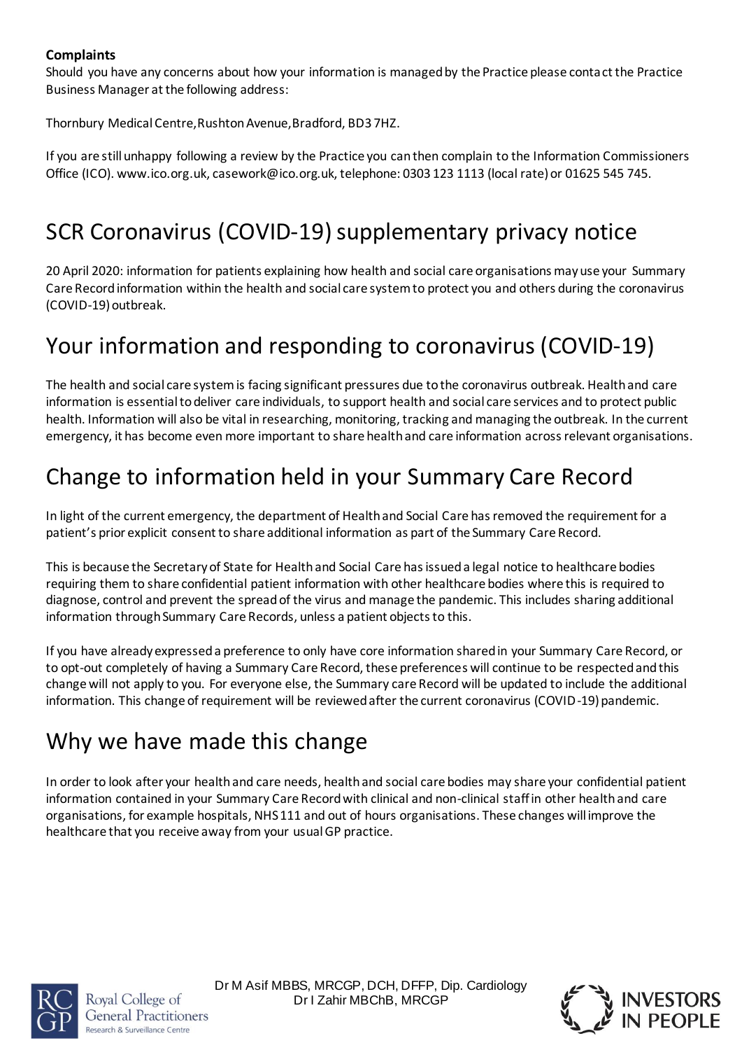**Complaints**

Should you have any concerns about how your information is managed by the Practice please contact the Practice Business Manager at the following address:

Thornbury Medical Centre, Rushton Avenue, Bradford, BD3 7HZ.

If you are still unhappy following a review by the Practice you can then complain to the Information Commissioners Office (ICO). www.ico.org.uk, casework@ico.org.uk, telephone: 0303 123 1113 (local rate) or 01625 545 745.

# SCR Coronavirus (COVID-19) supplementary privacy notice

20 April 2020: information for patients explaining how health and social care organisations may use your Summary Care Record information within the health and social care system to protect you and others during the coronavirus (COVID-19) outbreak.

# Your information and responding to coronavirus (COVID-19)

The health and social care system is facing significant pressures due to the coronavirus outbreak. Health and care information is essential to deliver care individuals, to support health and social care services and to protect public health. Information will also be vital in researching, monitoring, tracking and managing the outbreak. In the current emergency, it has become even more important to share health and care information across relevant organisations.

# Change to information held in your Summary Care Record

In light of the current emergency, the department of Health and Social Care has removed the requirement for a patient's prior explicit consent to share additional information as part of the Summary Care Record.

This is because the Secretary of State for Health and Social Care has issued a legal notice to healthcare bodies requiring them to share confidential patient information with other healthcare bodies where this is required to diagnose, control and prevent the spread of the virus and manage the pandemic. This includes sharing additional information through Summary Care Records, unless a patient objects to this.

If you have already expressed a preference to only have core information shared in your Summary Care Record, or to opt-out completely of having a Summary Care Record, these preferences will continue to be respected and this change will not apply to you. For everyone else, the Summary care Record will be updated to include the additional information. This change of requirement will be reviewed after the current coronavirus (COVID-19) pandemic.

# Why we have made this change

In order to look after your health and care needs, health and social care bodies may share your confidential patient information contained in your Summary Care Record with clinical and non-clinical staff in other health and care organisations, for example hospitals, NHS 111 and out of hours organisations. These changes will improve the healthcare that you receive away from your usual GP practice.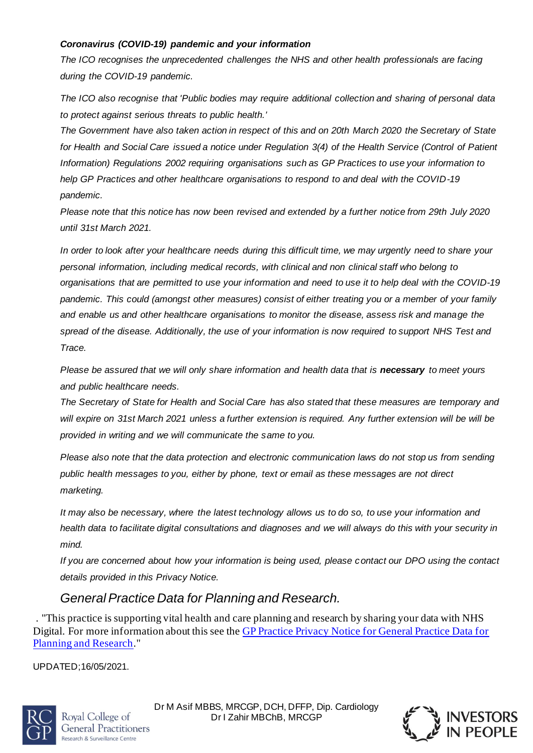***Coronavirus (COVID-19) pandemic and your information***

*The ICO recognises the unprecedented challenges the NHS and other health professionals are facing during the COVID-19 pandemic.*

*The ICO also recognise that 'Public bodies may require additional collection and sharing of personal data to protect against serious threats to public health.'*

*The Government have also taken action in respect of this and on 20th March 2020 the Secretary of State for Health and Social Care issued a notice under Regulation 3(4) of the Health Service (Control of Patient Information) Regulations 2002 requiring organisations such as GP Practices to use your information to help GP Practices and other healthcare organisations to respond to and deal with the COVID-19 pandemic.*

*Please note that this notice has now been revised and extended by a further notice from 29th July 2020 until 31st March 2021.*

*In order to look after your healthcare needs during this difficult time, we may urgently need to share your personal information, including medical records, with clinical and non clinical staff who belong to organisations that are permitted to use your information and need to use it to help deal with the COVID-19 pandemic. This could (amongst other measures) consist of either treating you or a member of your family and enable us and other healthcare organisations to monitor the disease, assess risk and manage the spread of the disease. Additionally, the use of your information is now required to support NHS Test and Trace.*

*Please be assured that we will only share information and health data that is **necessary** to meet yours and public healthcare needs.*

*The Secretary of State for Health and Social Care has also stated that these measures are temporary and will expire on 31st March 2021 unless a further extension is required. Any further extension will be will be provided in writing and we will communicate the same to you.*

*Please also note that the data protection and electronic communication laws do not stop us from sending public health messages to you, either by phone, text or email as these messages are not direct marketing.*

*It may also be necessary, where the latest technology allows us to do so, to use your information and health data to facilitate digital consultations and diagnoses and we will always do this with your security in mind.*

*If you are concerned about how your information is being used, please contact our DPO using the contact details provided in this Privacy Notice.*

## *General Practice Data for Planning and Research.*

. "This practice is supporting vital health and care planning and research by sharing your data with NHS Digital. For more information about this see the GP Practice Privacy Notice for General Practice Data for Planning and Research."

UPDATED;16/05/2021.

Dr M Asif MBBS, MRCGP, DCH, DFFP, Dip. Cardiology
Dr I Zahir MBChB, MRCGP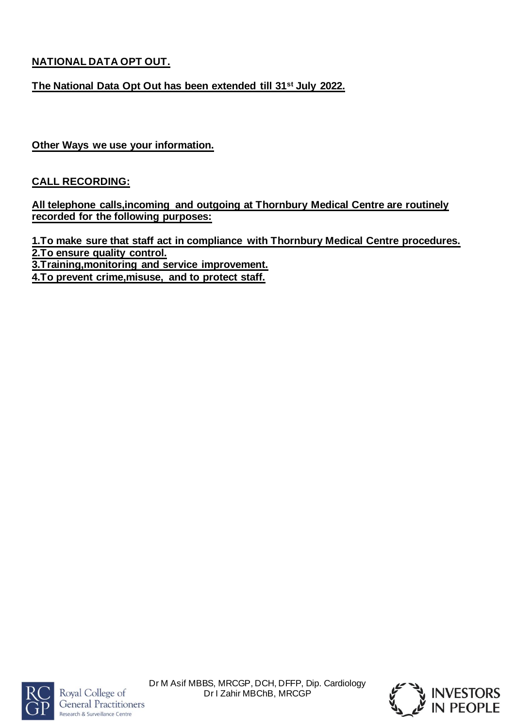**NATIONAL DATA OPT OUT.**

**The National Data Opt Out has been extended till 31st July 2022.**

**Other Ways we use your information.**

**CALL RECORDING:**

**All telephone calls,incoming and outgoing at Thornbury Medical Centre are routinely recorded for the following purposes:**

**1.To make sure that staff act in compliance with Thornbury Medical Centre procedures.**
**2.To ensure quality control.**
**3.Training,monitoring and service improvement.**
**4.To prevent crime,misuse, and to protect staff.**